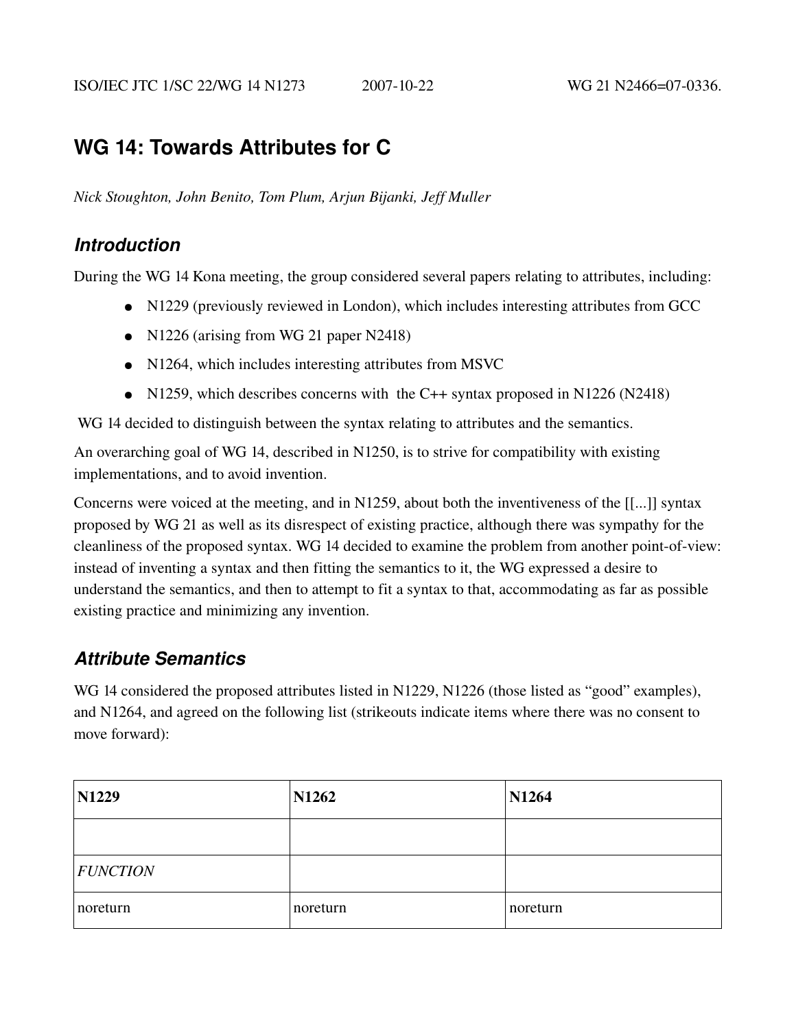ISO/IEC JTC 1/SC 22/WG 14 N1273 2007-10-22 WG 21 N2466=07-0336.

# WG 14: Towards Attributes for C

*Nick Stoughton, John Benito, Tom Plum, Arjun Bijanki, Jeff Muller*

## Introduction

During the WG 14 Kona meeting, the group considered several papers relating to attributes, including:

- N1229 (previously reviewed in London), which includes interesting attributes from GCC
- N1226 (arising from WG 21 paper N2418)
- N1264, which includes interesting attributes from MSVC
- N1259, which describes concerns with the C++ syntax proposed in N1226 (N2418)

WG 14 decided to distinguish between the syntax relating to attributes and the semantics.

An overarching goal of WG 14, described in N1250, is to strive for compatibility with existing implementations, and to avoid invention.

Concerns were voiced at the meeting, and in N1259, about both the inventiveness of the [[...]] syntax proposed by WG 21 as well as its disrespect of existing practice, although there was sympathy for the cleanliness of the proposed syntax. WG 14 decided to examine the problem from another point-of-view: instead of inventing a syntax and then fitting the semantics to it, the WG expressed a desire to understand the semantics, and then to attempt to fit a syntax to that, accommodating as far as possible existing practice and minimizing any invention.

## Attribute Semantics

WG 14 considered the proposed attributes listed in N1229, N1226 (those listed as "good" examples), and N1264, and agreed on the following list (strikeouts indicate items where there was no consent to move forward):

| **N1229** | **N1262** | **N1264** |
|---|---|---|
| | | |
| *FUNCTION* | | |
| noreturn | noreturn | noreturn |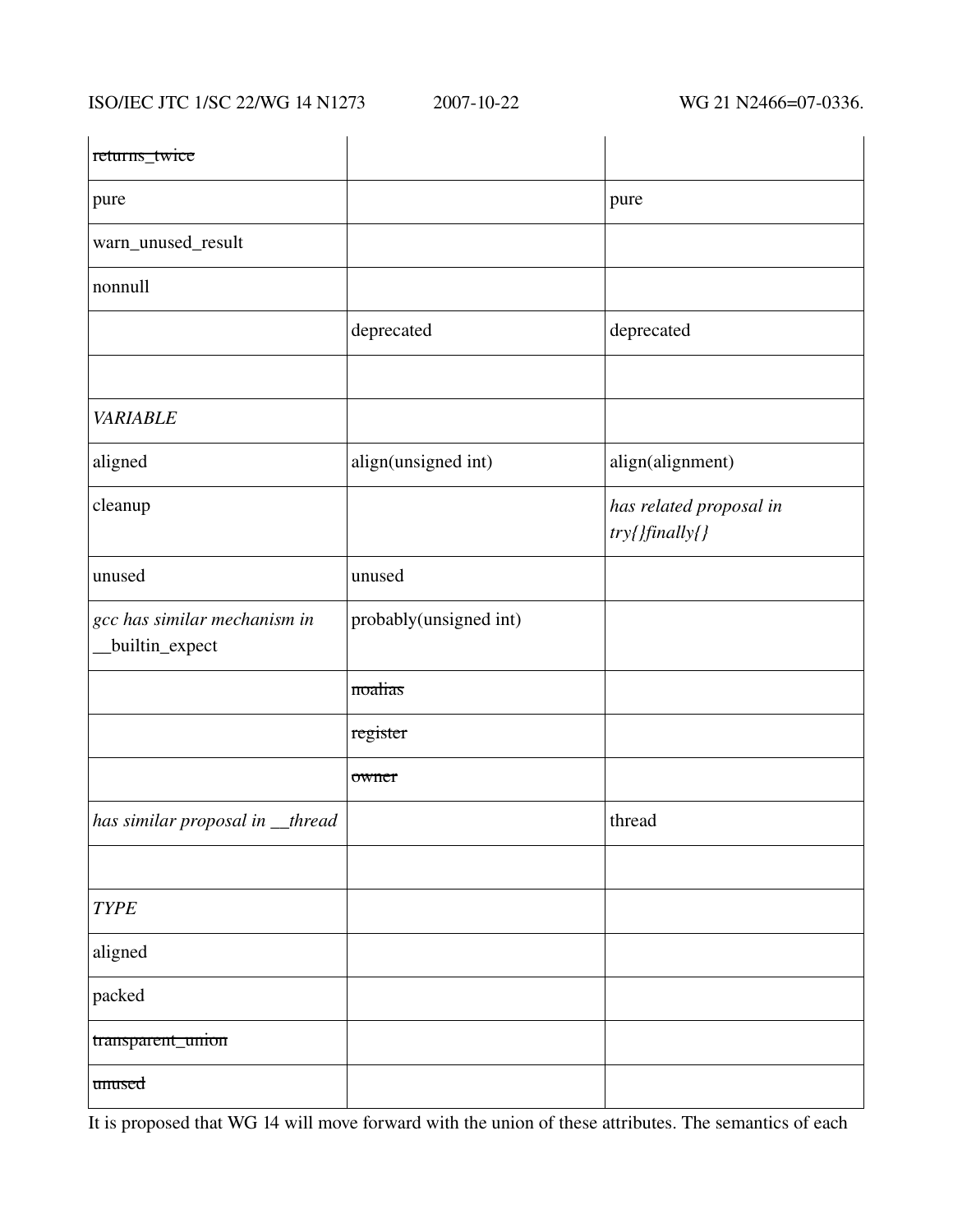| | | |
|---|---|---|
| ~~returns_twice~~ | | |
| pure | | pure |
| warn_unused_result | | |
| nonnull | | |
| | deprecated | deprecated |
| | | |
| *VARIABLE* | | |
| aligned | align(unsigned int) | align(alignment) |
| cleanup | | *has related proposal in try{}finally{}* |
| unused | unused | |
| *gcc has similar mechanism in __builtin_expect* | probably(unsigned int) | |
| | ~~noalias~~ | |
| | ~~register~~ | |
| | ~~owner~~ | |
| *has similar proposal in __thread* | | thread |
| | | |
| *TYPE* | | |
| aligned | | |
| packed | | |
| ~~transparent_union~~ | | |
| ~~unused~~ | | |

It is proposed that WG 14 will move forward with the union of these attributes. The semantics of each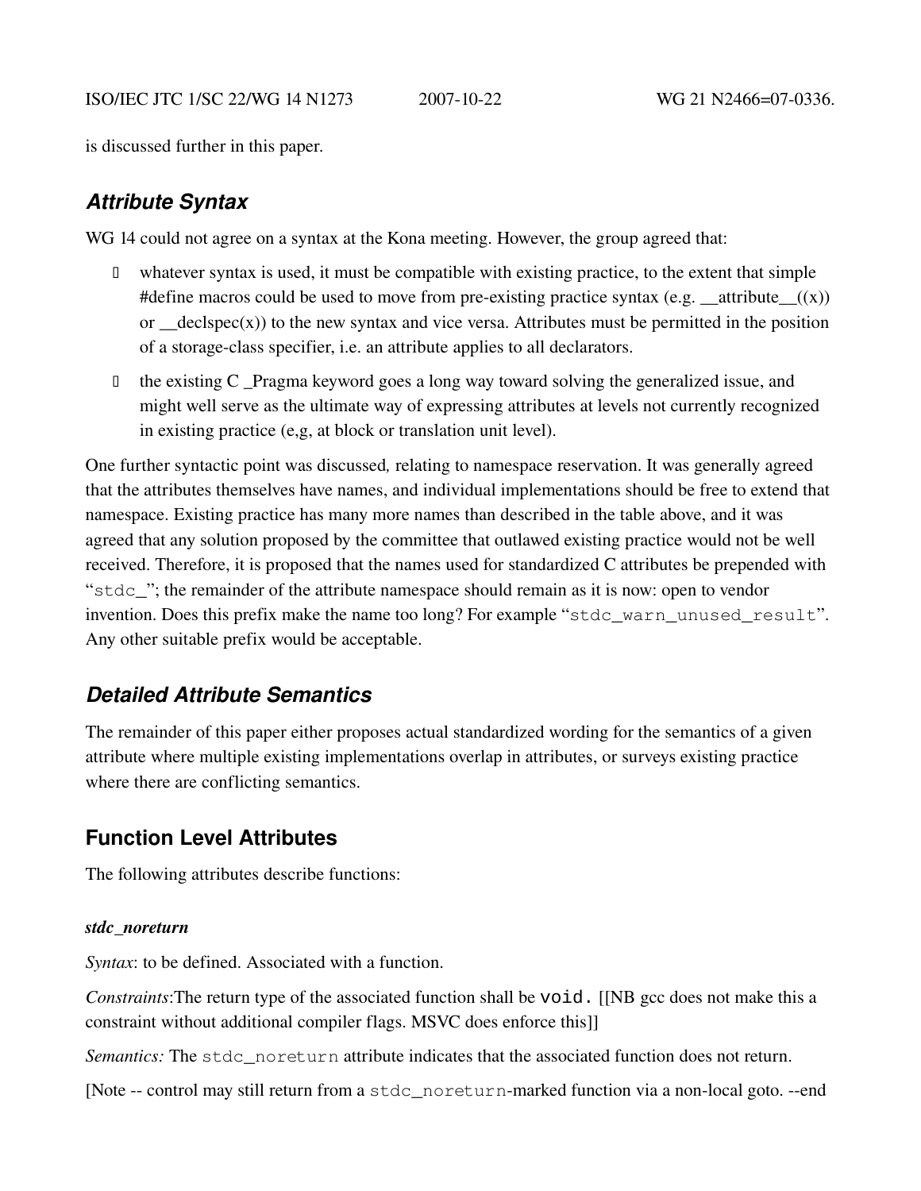is discussed further in this paper.

## *Attribute Syntax*

WG 14 could not agree on a syntax at the Kona meeting. However, the group agreed that:

- whatever syntax is used, it must be compatible with existing practice, to the extent that simple #define macros could be used to move from pre-existing practice syntax (e.g. __attribute__((x)) or __declspec(x)) to the new syntax and vice versa. Attributes must be permitted in the position of a storage-class specifier, i.e. an attribute applies to all declarators.
- the existing C _Pragma keyword goes a long way toward solving the generalized issue, and might well serve as the ultimate way of expressing attributes at levels not currently recognized in existing practice (e,g, at block or translation unit level).

One further syntactic point was discussed, relating to namespace reservation. It was generally agreed that the attributes themselves have names, and individual implementations should be free to extend that namespace. Existing practice has many more names than described in the table above, and it was agreed that any solution proposed by the committee that outlawed existing practice would not be well received. Therefore, it is proposed that the names used for standardized C attributes be prepended with "`stdc_`"; the remainder of the attribute namespace should remain as it is now: open to vendor invention. Does this prefix make the name too long? For example "`stdc_warn_unused_result`". Any other suitable prefix would be acceptable.

## *Detailed Attribute Semantics*

The remainder of this paper either proposes actual standardized wording for the semantics of a given attribute where multiple existing implementations overlap in attributes, or surveys existing practice where there are conflicting semantics.

## Function Level Attributes

The following attributes describe functions:

#### *stdc_noreturn*

*Syntax*: to be defined. Associated with a function.

*Constraints*:The return type of the associated function shall be `void.` [[NB gcc does not make this a constraint without additional compiler flags. MSVC does enforce this]]

*Semantics:* The `stdc_noreturn` attribute indicates that the associated function does not return.

[Note -- control may still return from a `stdc_noreturn`-marked function via a non-local goto. --end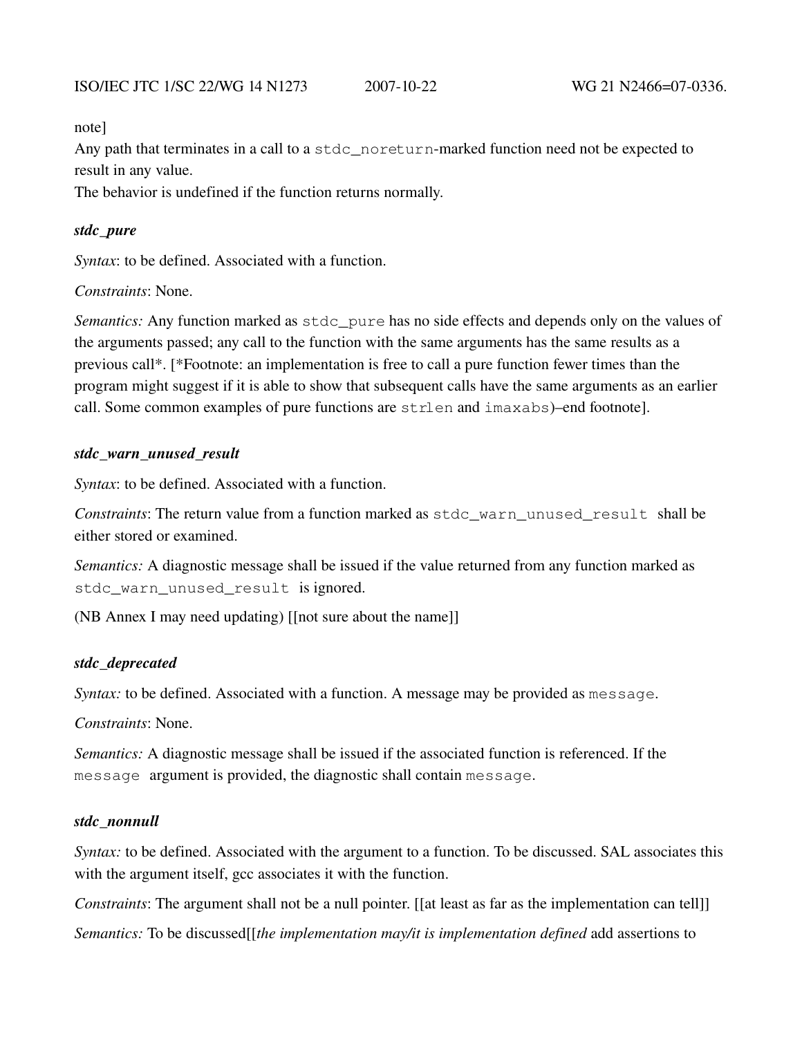note]

Any path that terminates in a call to a `stdc_noreturn`-marked function need not be expected to result in any value.

The behavior is undefined if the function returns normally.

***stdc_pure***

*Syntax*: to be defined. Associated with a function.

*Constraints*: None.

*Semantics:* Any function marked as `stdc_pure` has no side effects and depends only on the values of the arguments passed; any call to the function with the same arguments has the same results as a previous call*. [*Footnote: an implementation is free to call a pure function fewer times than the program might suggest if it is able to show that subsequent calls have the same arguments as an earlier call. Some common examples of pure functions are `strlen` and `imaxabs`)–end footnote].

***stdc_warn_unused_result***

*Syntax*: to be defined. Associated with a function.

*Constraints*: The return value from a function marked as `stdc_warn_unused_result` shall be either stored or examined.

*Semantics:* A diagnostic message shall be issued if the value returned from any function marked as `stdc_warn_unused_result` is ignored.

(NB Annex I may need updating) [[not sure about the name]]

***stdc_deprecated***

*Syntax:* to be defined. Associated with a function. A message may be provided as `message`.

*Constraints*: None.

*Semantics:* A diagnostic message shall be issued if the associated function is referenced. If the `message` argument is provided, the diagnostic shall contain `message`.

***stdc_nonnull***

*Syntax:* to be defined. Associated with the argument to a function. To be discussed. SAL associates this with the argument itself, gcc associates it with the function.

*Constraints*: The argument shall not be a null pointer. [[at least as far as the implementation can tell]]

*Semantics:* To be discussed[[*the implementation may/it is implementation defined* add assertions to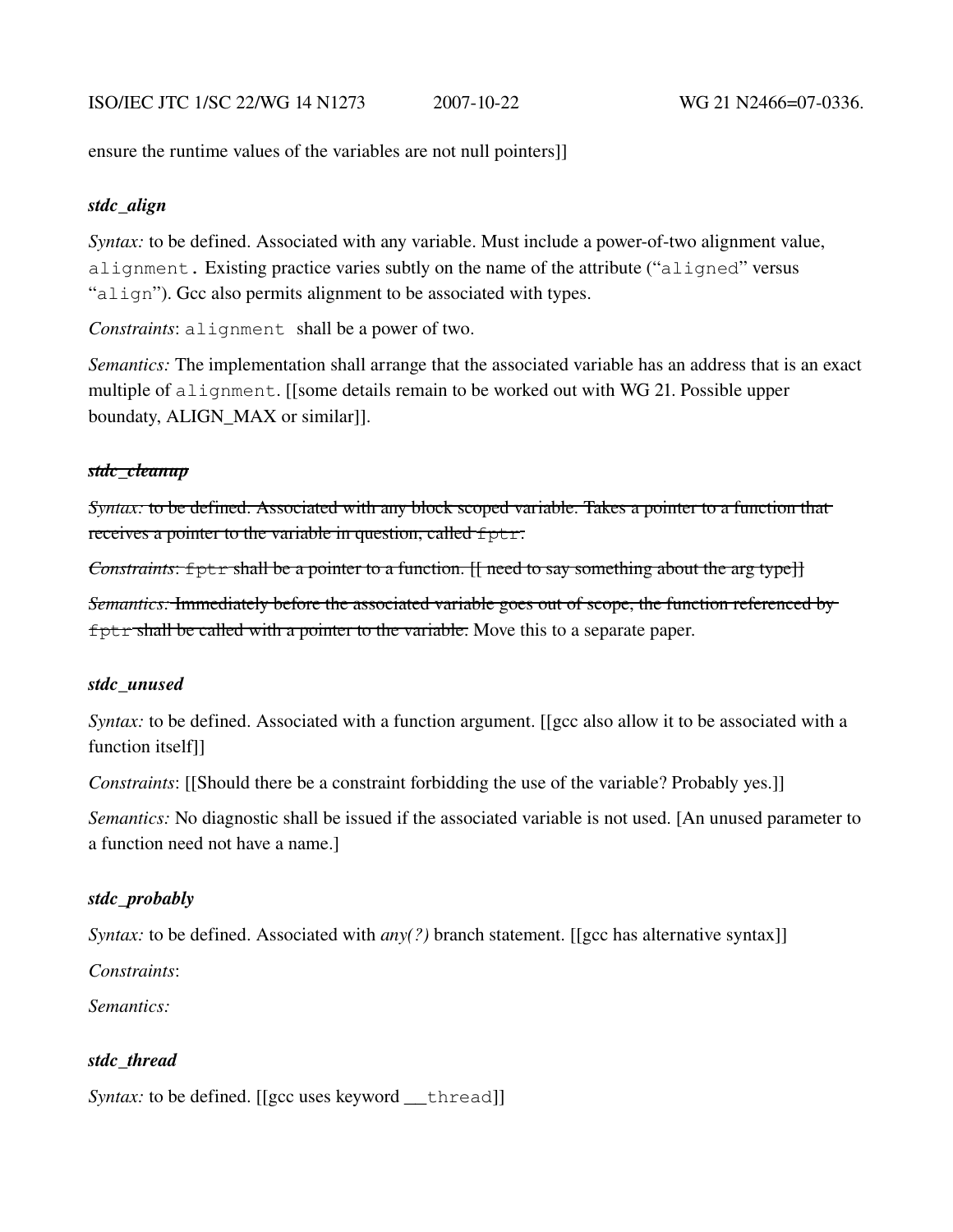ensure the runtime values of the variables are not null pointers]]

***stdc_align***

*Syntax:* to be defined. Associated with any variable. Must include a power-of-two alignment value, `alignment.` Existing practice varies subtly on the name of the attribute ("`aligned`" versus "`align`"). Gcc also permits alignment to be associated with types.

*Constraints*: `alignment` shall be a power of two.

*Semantics:* The implementation shall arrange that the associated variable has an address that is an exact multiple of `alignment`. [[some details remain to be worked out with WG 21. Possible upper boundaty, ALIGN_MAX or similar]].

~~***stdc_cleanup***~~

~~*Syntax:* to be defined. Associated with any block scoped variable. Takes a pointer to a function that receives a pointer to the variable in question, called `fptr`.~~

~~*Constraints*: `fptr` shall be a pointer to a function. [[ need to say something about the arg type]]~~

~~*Semantics:* Immediately before the associated variable goes out of scope, the function referenced by `fptr` shall be called with a pointer to the variable.~~ Move this to a separate paper.

***stdc_unused***

*Syntax:* to be defined. Associated with a function argument. [[gcc also allow it to be associated with a function itself]]

*Constraints*: [[Should there be a constraint forbidding the use of the variable? Probably yes.]]

*Semantics:* No diagnostic shall be issued if the associated variable is not used. [An unused parameter to a function need not have a name.]

***stdc_probably***

*Syntax:* to be defined. Associated with *any(?)* branch statement. [[gcc has alternative syntax]]

*Constraints*:

*Semantics:*

***stdc_thread***

*Syntax:* to be defined. [[gcc uses keyword `__thread`]]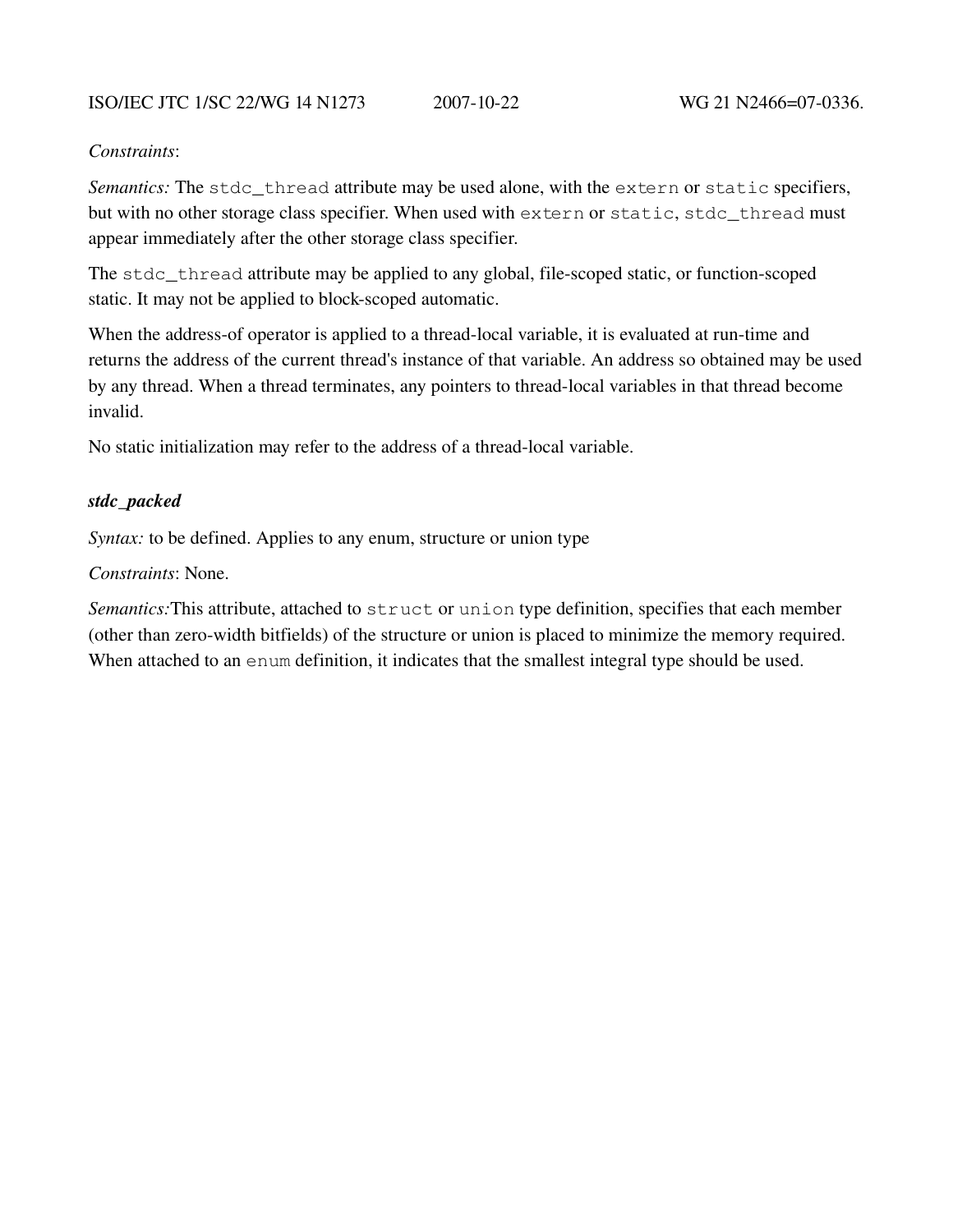*Constraints*:

*Semantics:* The `stdc_thread` attribute may be used alone, with the `extern` or `static` specifiers, but with no other storage class specifier. When used with `extern` or `static`, `stdc_thread` must appear immediately after the other storage class specifier.

The `stdc_thread` attribute may be applied to any global, file-scoped static, or function-scoped static. It may not be applied to block-scoped automatic.

When the address-of operator is applied to a thread-local variable, it is evaluated at run-time and returns the address of the current thread's instance of that variable. An address so obtained may be used by any thread. When a thread terminates, any pointers to thread-local variables in that thread become invalid.

No static initialization may refer to the address of a thread-local variable.

***stdc_packed***

*Syntax:* to be defined. Applies to any enum, structure or union type

*Constraints*: None.

*Semantics:*This attribute, attached to `struct` or `union` type definition, specifies that each member (other than zero-width bitfields) of the structure or union is placed to minimize the memory required. When attached to an `enum` definition, it indicates that the smallest integral type should be used.